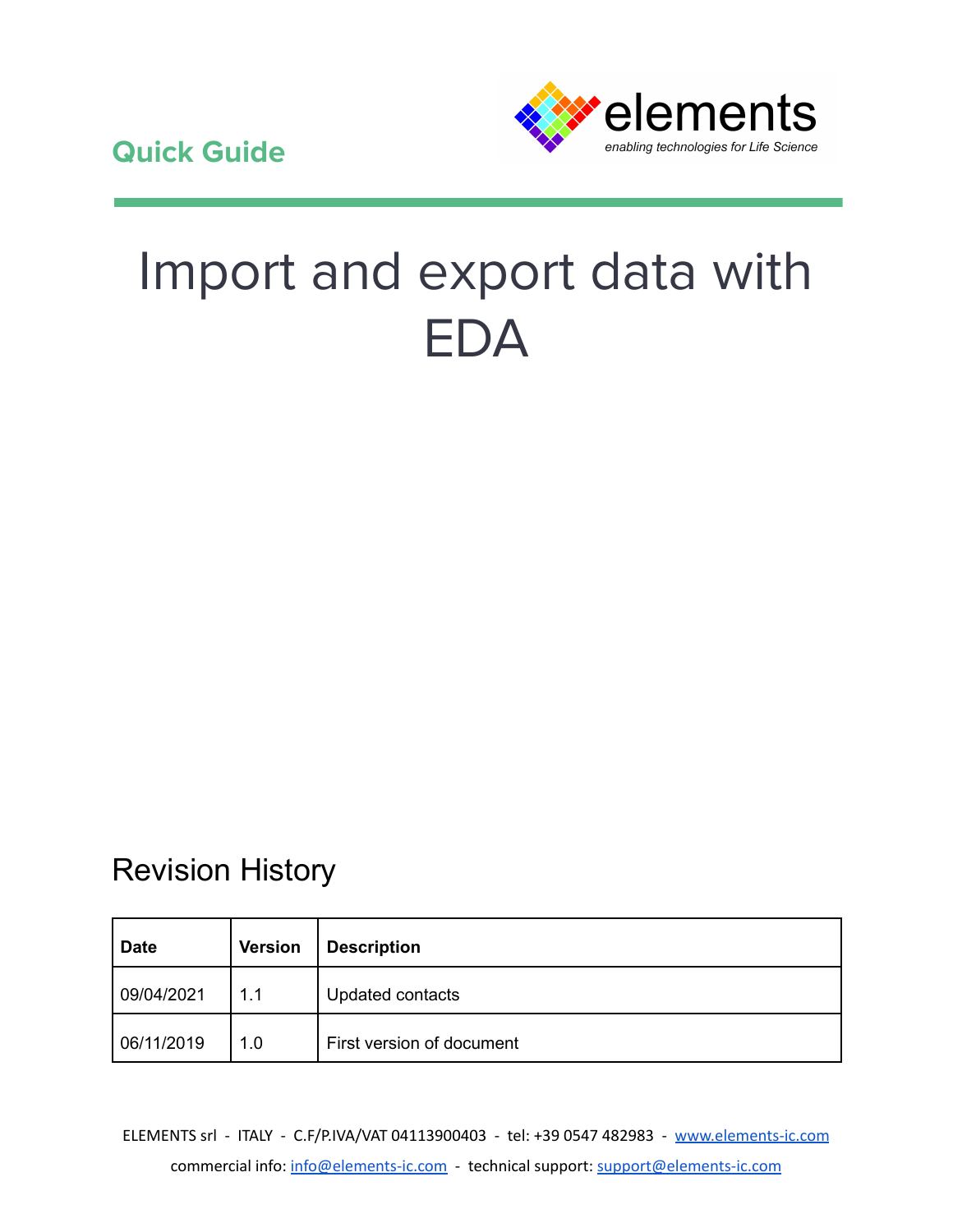Quick Guide

elements
*enabling technologies for Life Science*

# Import and export data with EDA

## Revision History

| Date | Version | Description |
|---|---|---|
| 09/04/2021 | 1.1 | Updated contacts |
| 06/11/2019 | 1.0 | First version of document |

ELEMENTS srl - ITALY - C.F/P.IVA/VAT 04113900403 - tel: +39 0547 482983 - www.elements-ic.com
commercial info: info@elements-ic.com - technical support: support@elements-ic.com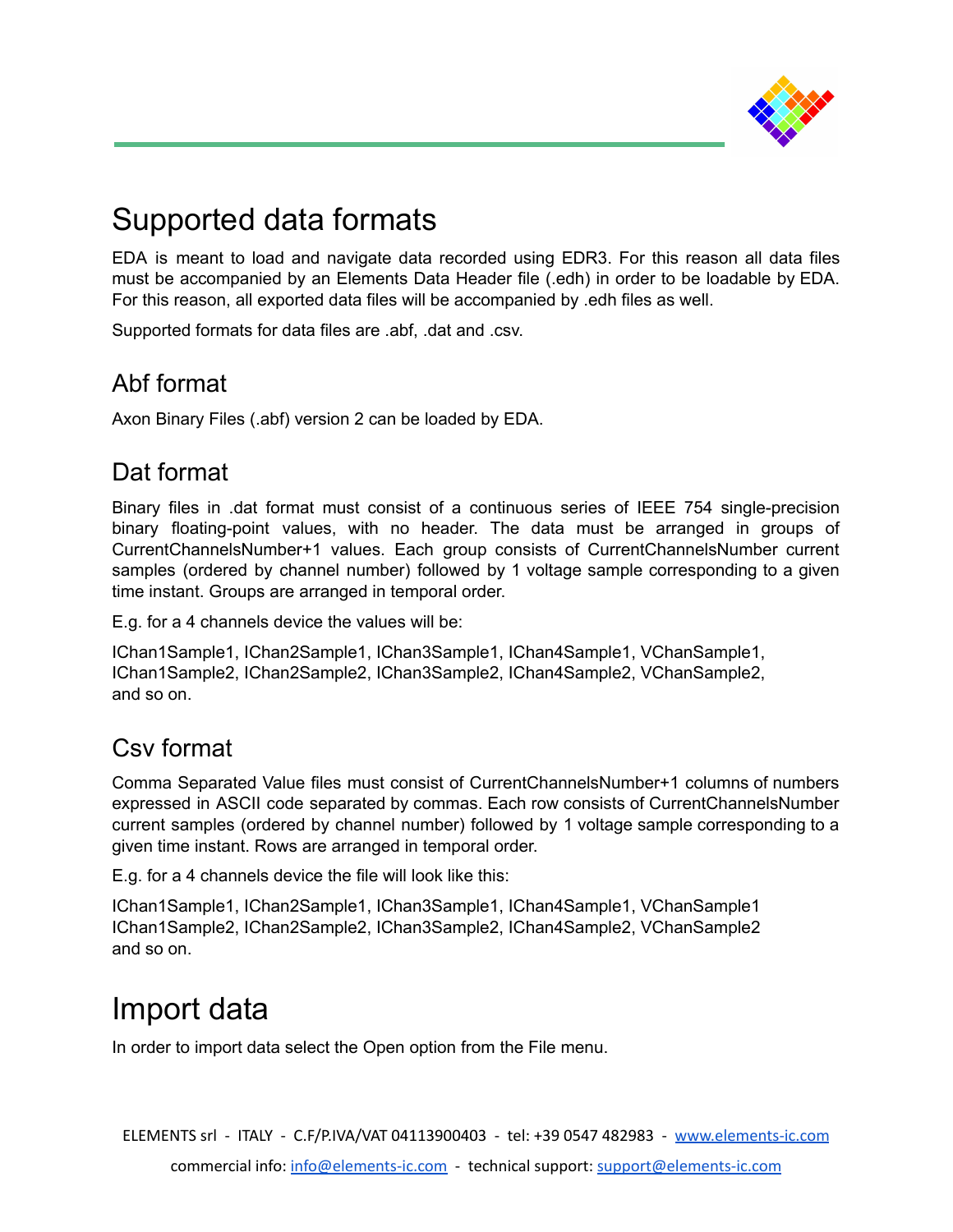# Supported data formats

EDA is meant to load and navigate data recorded using EDR3. For this reason all data files must be accompanied by an Elements Data Header file (.edh) in order to be loadable by EDA. For this reason, all exported data files will be accompanied by .edh files as well.

Supported formats for data files are .abf, .dat and .csv.

## Abf format

Axon Binary Files (.abf) version 2 can be loaded by EDA.

## Dat format

Binary files in .dat format must consist of a continuous series of IEEE 754 single-precision binary floating-point values, with no header. The data must be arranged in groups of CurrentChannelsNumber+1 values. Each group consists of CurrentChannelsNumber current samples (ordered by channel number) followed by 1 voltage sample corresponding to a given time instant. Groups are arranged in temporal order.

E.g. for a 4 channels device the values will be:

IChan1Sample1, IChan2Sample1, IChan3Sample1, IChan4Sample1, VChanSample1,
IChan1Sample2, IChan2Sample2, IChan3Sample2, IChan4Sample2, VChanSample2,
and so on.

## Csv format

Comma Separated Value files must consist of CurrentChannelsNumber+1 columns of numbers expressed in ASCII code separated by commas. Each row consists of CurrentChannelsNumber current samples (ordered by channel number) followed by 1 voltage sample corresponding to a given time instant. Rows are arranged in temporal order.

E.g. for a 4 channels device the file will look like this:

IChan1Sample1, IChan2Sample1, IChan3Sample1, IChan4Sample1, VChanSample1
IChan1Sample2, IChan2Sample2, IChan3Sample2, IChan4Sample2, VChanSample2
and so on.

# Import data

In order to import data select the Open option from the File menu.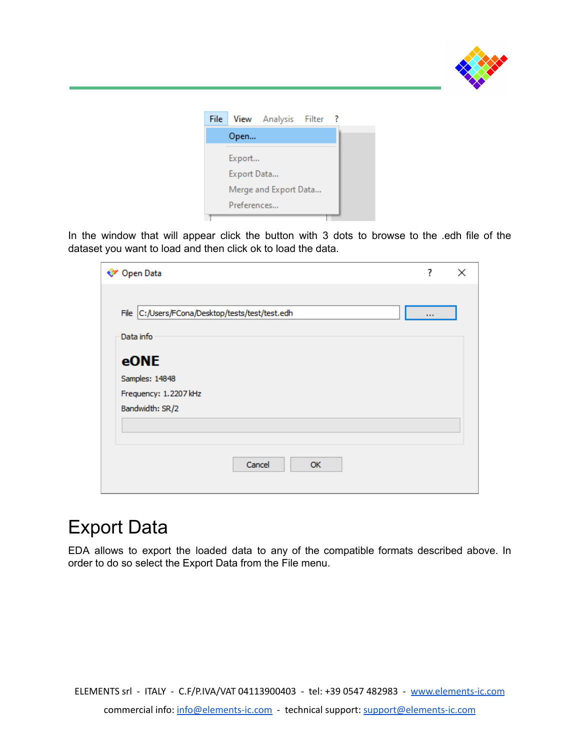In the window that will appear click the button with 3 dots to browse to the .edh file of the dataset you want to load and then click ok to load the data.

# Export Data

EDA allows to export the loaded data to any of the compatible formats described above. In order to do so select the Export Data from the File menu.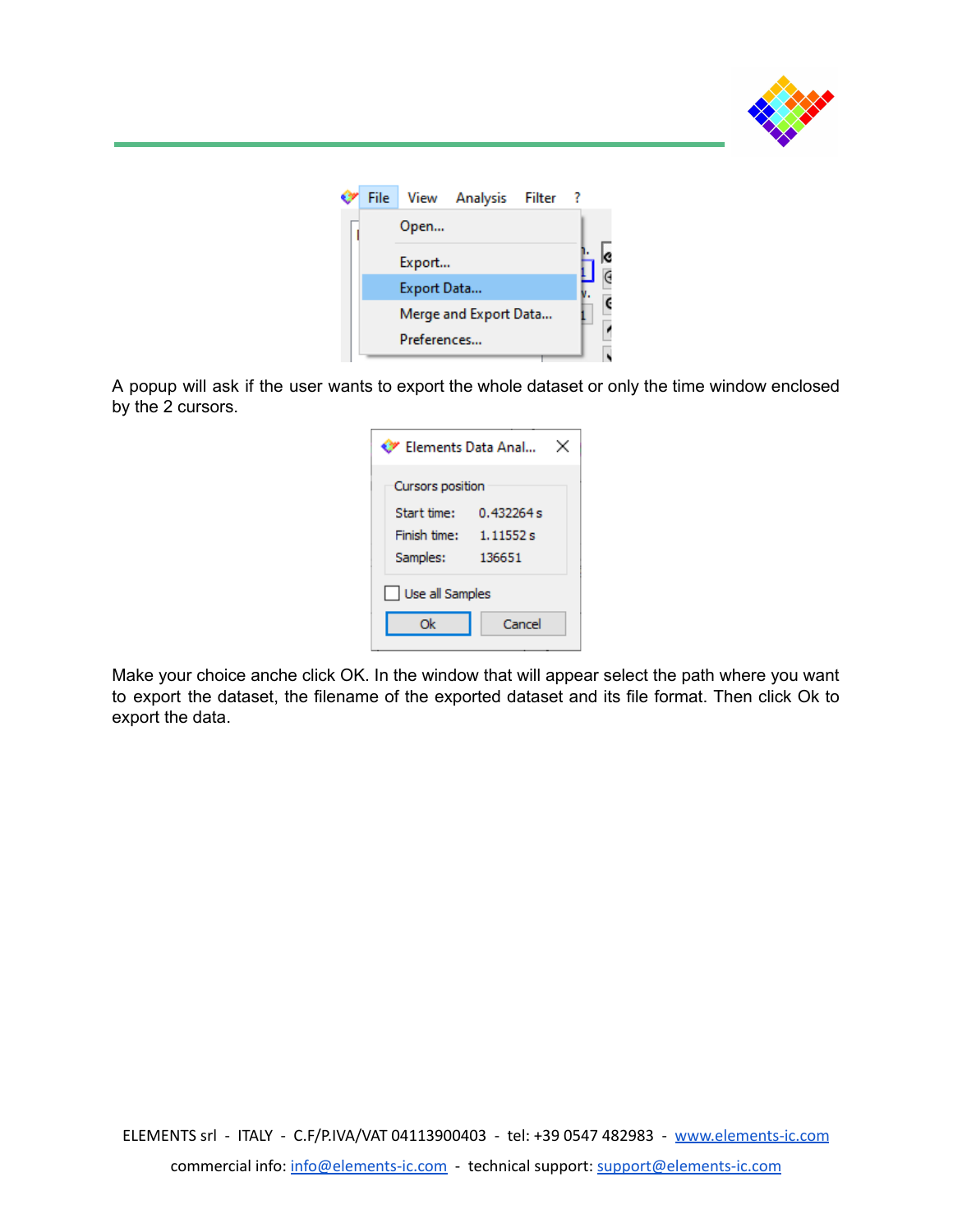A popup will ask if the user wants to export the whole dataset or only the time window enclosed by the 2 cursors.

Make your choice anche click OK. In the window that will appear select the path where you want to export the dataset, the filename of the exported dataset and its file format. Then click Ok to export the data.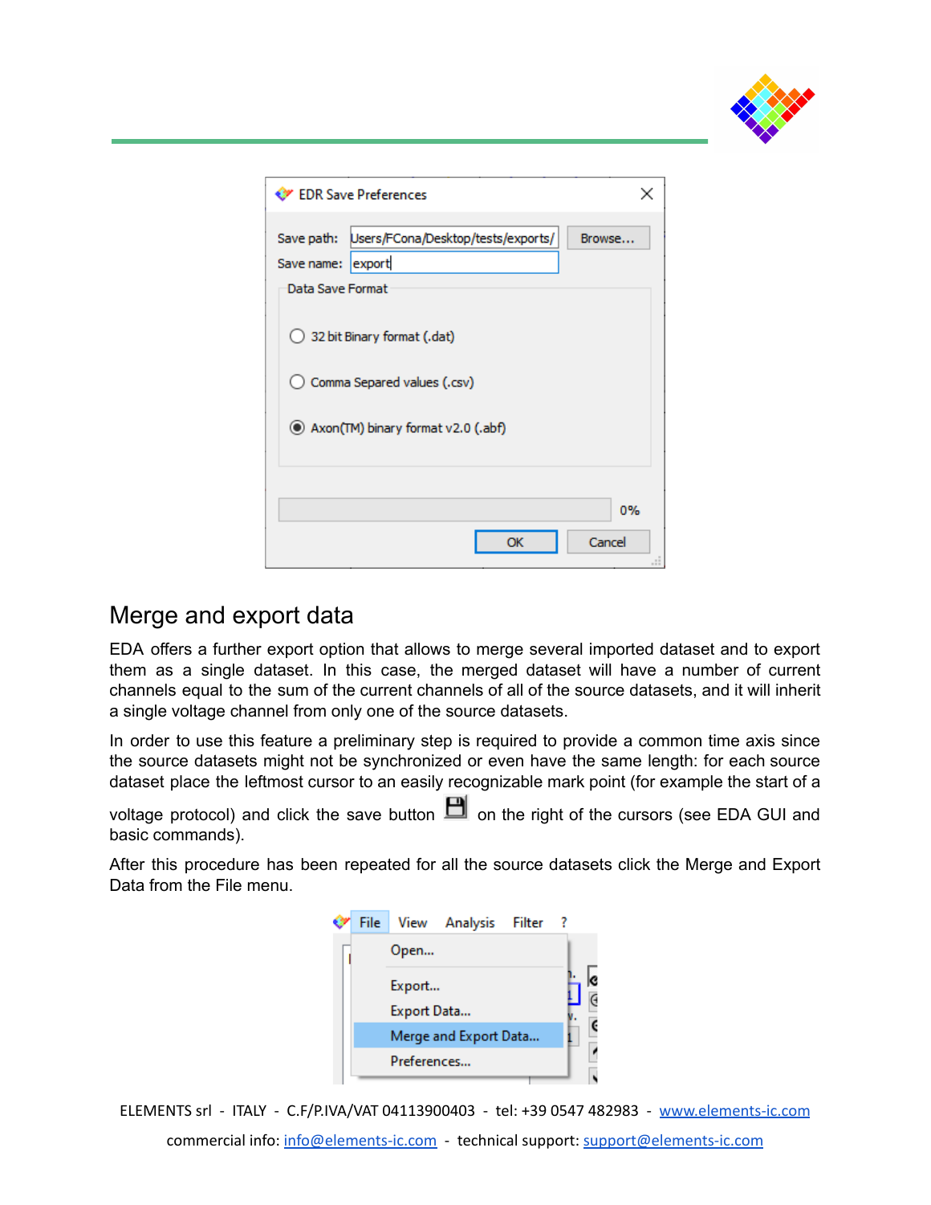## Merge and export data

EDA offers a further export option that allows to merge several imported dataset and to export them as a single dataset. In this case, the merged dataset will have a number of current channels equal to the sum of the current channels of all of the source datasets, and it will inherit a single voltage channel from only one of the source datasets.

In order to use this feature a preliminary step is required to provide a common time axis since the source datasets might not be synchronized or even have the same length: for each source dataset place the leftmost cursor to an easily recognizable mark point (for example the start of a voltage protocol) and click the save button on the right of the cursors (see EDA GUI and basic commands).

After this procedure has been repeated for all the source datasets click the Merge and Export Data from the File menu.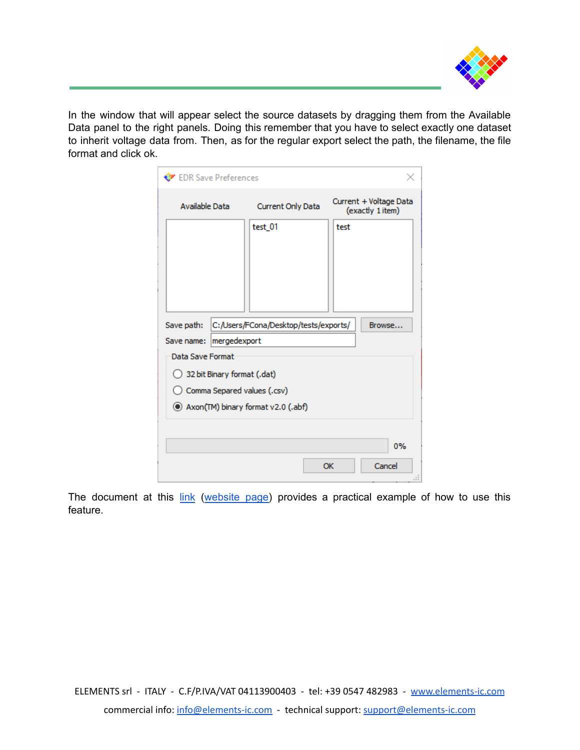In the window that will appear select the source datasets by dragging them from the Available Data panel to the right panels. Doing this remember that you have to select exactly one dataset to inherit voltage data from. Then, as for the regular export select the path, the filename, the file format and click ok.

The document at this link (website page) provides a practical example of how to use this feature.